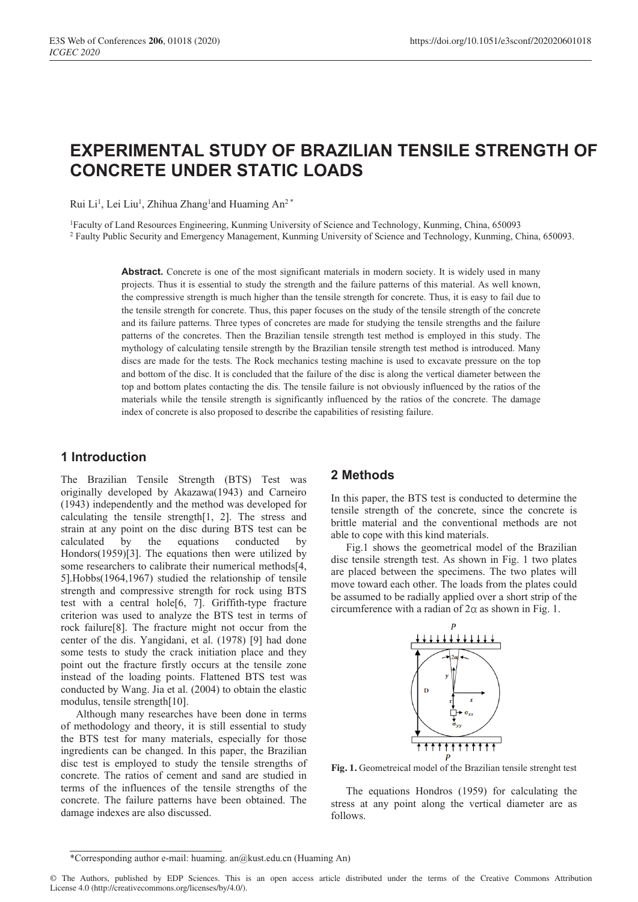# EXPERIMENTAL STUDY OF BRAZILIAN TENSILE STRENGTH OF CONCRETE UNDER STATIC LOADS

Rui Li[1], Lei Liu[1], Zhihua Zhang[1] and Huaming An[2*]

[1]Faculty of Land Resources Engineering, Kunming University of Science and Technology, Kunming, China, 650093

[2] Faulty Public Security and Emergency Management, Kunming University of Science and Technology, Kunming, China, 650093.

**Abstract.** Concrete is one of the most significant materials in modern society. It is widely used in many projects. Thus it is essential to study the strength and the failure patterns of this material. As well known, the compressive strength is much higher than the tensile strength for concrete. Thus, it is easy to fail due to the tensile strength for concrete. Thus, this paper focuses on the study of the tensile strength of the concrete and its failure patterns. Three types of concretes are made for studying the tensile strengths and the failure patterns of the concretes. Then the Brazilian tensile strength test method is employed in this study. The mythology of calculating tensile strength by the Brazilian tensile strength test method is introduced. Many discs are made for the tests. The Rock mechanics testing machine is used to excavate pressure on the top and bottom of the disc. It is concluded that the failure of the disc is along the vertical diameter between the top and bottom plates contacting the dis. The tensile failure is not obviously influenced by the ratios of the materials while the tensile strength is significantly influenced by the ratios of the concrete. The damage index of concrete is also proposed to describe the capabilities of resisting failure.

## 1 Introduction

The Brazilian Tensile Strength (BTS) Test was originally developed by Akazawa(1943) and Carneiro (1943) independently and the method was developed for calculating the tensile strength[1, 2]. The stress and strain at any point on the disc during BTS test can be calculated by the equations conducted by Hondors(1959)[3]. The equations then were utilized by some researchers to calibrate their numerical methods[4, 5].Hobbs(1964,1967) studied the relationship of tensile strength and compressive strength for rock using BTS test with a central hole[6, 7]. Griffith-type fracture criterion was used to analyze the BTS test in terms of rock failure[8]. The fracture might not occur from the center of the dis. Yangidani, et al. (1978) [9] had done some tests to study the crack initiation place and they point out the fracture firstly occurs at the tensile zone instead of the loading points. Flattened BTS test was conducted by Wang. Jia et al. (2004) to obtain the elastic modulus, tensile strength[10].

Although many researches have been done in terms of methodology and theory, it is still essential to study the BTS test for many materials, especially for those ingredients can be changed. In this paper, the Brazilian disc test is employed to study the tensile strengths of concrete. The ratios of cement and sand are studied in terms of the influences of the tensile strengths of the concrete. The failure patterns have been obtained. The damage indexes are also discussed.

## 2 Methods

In this paper, the BTS test is conducted to determine the tensile strength of the concrete, since the concrete is brittle material and the conventional methods are not able to cope with this kind materials.

Fig.1 shows the geometrical model of the Brazilian disc tensile strength test. As shown in Fig. 1 two plates are placed between the specimens. The two plates will move toward each other. The loads from the plates could be assumed to be radially applied over a short strip of the circumference with a radian of $2\alpha$ as shown in Fig. 1.

**Fig. 1.** Geometreical model of the Brazilian tensile strenght test

The equations Hondros (1959) for calculating the stress at any point along the vertical diameter are as follows.

*Corresponding author e-mail: huaming. an@kust.edu.cn (Huaming An)

© The Authors, published by EDP Sciences. This is an open access article distributed under the terms of the Creative Commons Attribution License 4.0 (http://creativecommons.org/licenses/by/4.0/).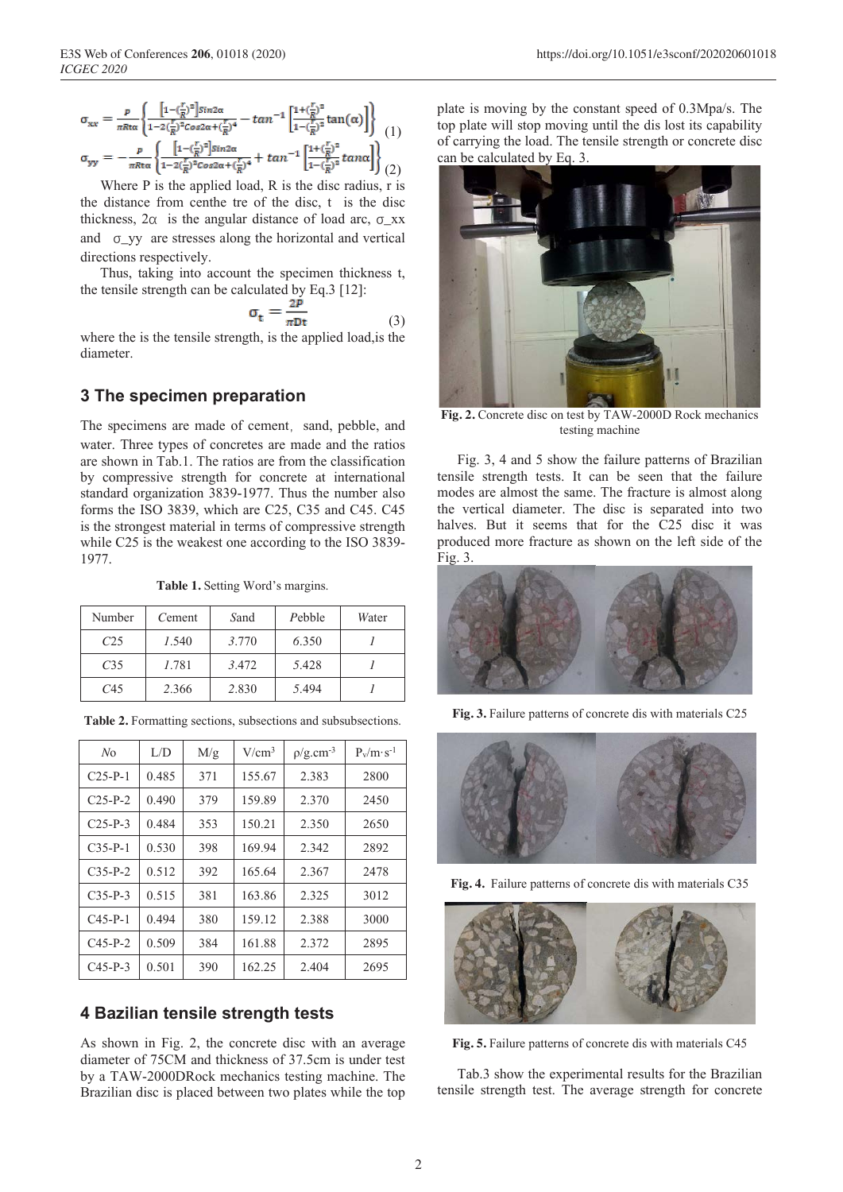$$\sigma_{xx} = \frac{P}{\pi R t \alpha}\left\{\frac{\left[1-\left(\frac{r}{R}\right)^2\right]\sin 2\alpha}{1-2\left(\frac{r}{R}\right)^2 \cos 2\alpha+\left(\frac{r}{R}\right)^4} - \tan^{-1}\left[\frac{1+\left(\frac{r}{R}\right)^2}{1-\left(\frac{r}{R}\right)^2}\tan(\alpha)\right]\right\} \quad (1)$$

$$\sigma_{yy} = -\frac{P}{\pi R t \alpha}\left\{\frac{\left[1-\left(\frac{r}{R}\right)^2\right]\sin 2\alpha}{1-2\left(\frac{r}{R}\right)^2 \cos 2\alpha+\left(\frac{r}{R}\right)^4} + \tan^{-1}\left[\frac{1+\left(\frac{r}{R}\right)^2}{1-\left(\frac{r}{R}\right)^2}\tan\alpha\right]\right\} \quad (2)$$

Where P is the applied load, R is the disc radius, r is the distance from centhe tre of the disc, t is the disc thickness, $2\alpha$ is the angular distance of load arc, $\sigma_{xx}$ and $\sigma_{yy}$ are stresses along the horizontal and vertical directions respectively.

Thus, taking into account the specimen thickness t, the tensile strength can be calculated by Eq.3 [12]:

$$\sigma_t = \frac{2P}{\pi D t} \quad (3)$$

where the is the tensile strength, is the applied load,is the diameter.

## 3 The specimen preparation

The specimens are made of cement，sand, pebble, and water. Three types of concretes are made and the ratios are shown in Tab.1. The ratios are from the classification by compressive strength for concrete at international standard organization 3839-1977. Thus the number also forms the ISO 3839, which are C25, C35 and C45. C45 is the strongest material in terms of compressive strength while C25 is the weakest one according to the ISO 3839-1977.

**Table 1.** Setting Word's margins.

| Number | Cement | Sand | Pebble | Water |
|---|---|---|---|---|
| C25 | 1.540 | 3.770 | 6.350 | 1 |
| C35 | 1.781 | 3.472 | 5.428 | 1 |
| C45 | 2.366 | 2.830 | 5.494 | 1 |

**Table 2.** Formatting sections, subsections and subsubsections.

| No | L/D | M/g | V/cm$^3$ | $\rho$/g.cm$^{-3}$ | $P_v$/m·s$^{-1}$ |
|---|---|---|---|---|---|
| C25-P-1 | 0.485 | 371 | 155.67 | 2.383 | 2800 |
| C25-P-2 | 0.490 | 379 | 159.89 | 2.370 | 2450 |
| C25-P-3 | 0.484 | 353 | 150.21 | 2.350 | 2650 |
| C35-P-1 | 0.530 | 398 | 169.94 | 2.342 | 2892 |
| C35-P-2 | 0.512 | 392 | 165.64 | 2.367 | 2478 |
| C35-P-3 | 0.515 | 381 | 163.86 | 2.325 | 3012 |
| C45-P-1 | 0.494 | 380 | 159.12 | 2.388 | 3000 |
| C45-P-2 | 0.509 | 384 | 161.88 | 2.372 | 2895 |
| C45-P-3 | 0.501 | 390 | 162.25 | 2.404 | 2695 |

## 4 Bazilian tensile strength tests

As shown in Fig. 2, the concrete disc with an average diameter of 75CM and thickness of 37.5cm is under test by a TAW-2000DRock mechanics testing machine. The Brazilian disc is placed between two plates while the top plate is moving by the constant speed of 0.3Mpa/s. The top plate will stop moving until the dis lost its capability of carrying the load. The tensile strength or concrete disc can be calculated by Eq. 3.

**Fig. 2.** Concrete disc on test by TAW-2000D Rock mechanics testing machine

Fig. 3, 4 and 5 show the failure patterns of Brazilian tensile strength tests. It can be seen that the failure modes are almost the same. The fracture is almost along the vertical diameter. The disc is separated into two halves. But it seems that for the C25 disc it was produced more fracture as shown on the left side of the Fig. 3.

**Fig. 3.** Failure patterns of concrete dis with materials C25

**Fig. 4.** Failure patterns of concrete dis with materials C35

**Fig. 5.** Failure patterns of concrete dis with materials C45

Tab.3 show the experimental results for the Brazilian tensile strength test. The average strength for concrete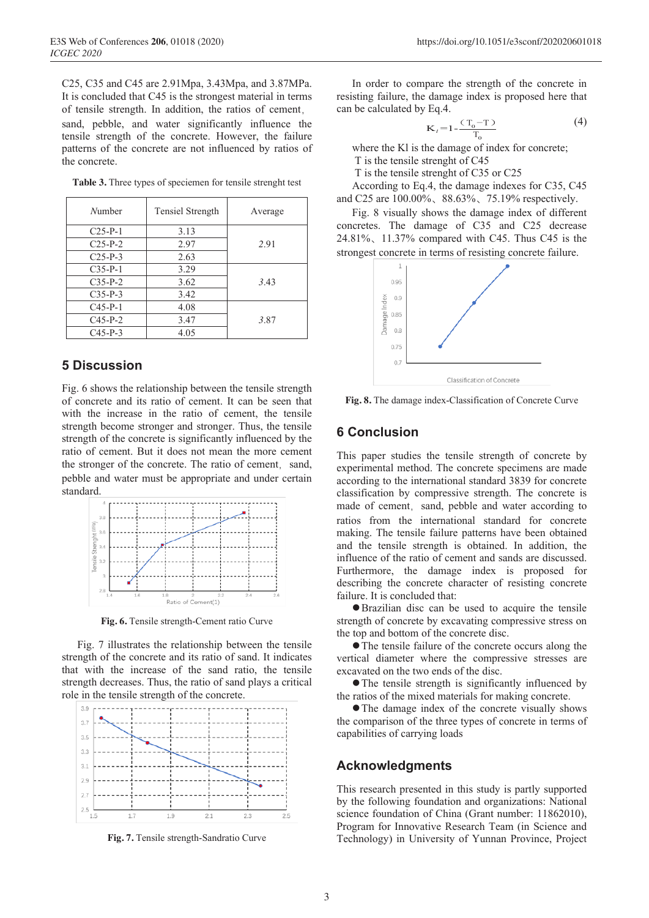C25, C35 and C45 are 2.91Mpa, 3.43Mpa, and 3.87MPa. It is concluded that C45 is the strongest material in terms of tensile strength. In addition, the ratios of cement, sand, pebble, and water significantly influence the tensile strength of the concrete. However, the failure patterns of the concrete are not influenced by ratios of the concrete.

**Table 3.** Three types of speciemen for tensile strenght test

| Number | Tensiel Strength | Average |
|---|---|---|
| C25-P-1 | 3.13 | 2.91 |
| C25-P-2 | 2.97 | |
| C25-P-3 | 2.63 | |
| C35-P-1 | 3.29 | 3.43 |
| C35-P-2 | 3.62 | |
| C35-P-3 | 3.42 | |
| C45-P-1 | 4.08 | 3.87 |
| C45-P-2 | 3.47 | |
| C45-P-3 | 4.05 | |

## 5 Discussion

Fig. 6 shows the relationship between the tensile strength of concrete and its ratio of cement. It can be seen that with the increase in the ratio of cement, the tensile strength become stronger and stronger. Thus, the tensile strength of the concrete is significantly influenced by the ratio of cement. But it does not mean the more cement the stronger of the concrete. The ratio of cement, sand, pebble and water must be appropriate and under certain standard.

**Fig. 6.** Tensile strength-Cement ratio Curve

Fig. 7 illustrates the relationship between the tensile strength of the concrete and its ratio of sand. It indicates that with the increase of the sand ratio, the tensile strength decreases. Thus, the ratio of sand plays a critical role in the tensile strength of the concrete.

**Fig. 7.** Tensile strength-Sandratio Curve

In order to compare the strength of the concrete in resisting failure, the damage index is proposed here that can be calculated by Eq.4.

$$K_l = 1 - \frac{(T_0 - T)}{T_0} \tag{4}$$

where the Kl is the damage of index for concrete;
$T_0$ is the tensile strenght of C45
T is the tensile strenght of C35 or C25

According to Eq.4, the damage indexes for C35, C45 and C25 are 100.00%、88.63%、75.19% respectively.

Fig. 8 visually shows the damage index of different concretes. The damage of C35 and C25 decrease 24.81%、11.37% compared with C45. Thus C45 is the strongest concrete in terms of resisting concrete failure.

**Fig. 8.** The damage index-Classification of Concrete Curve

## 6 Conclusion

This paper studies the tensile strength of concrete by experimental method. The concrete specimens are made according to the international standard 3839 for concrete classification by compressive strength. The concrete is made of cement, sand, pebble and water according to ratios from the international standard for concrete making. The tensile failure patterns have been obtained and the tensile strength is obtained. In addition, the influence of the ratio of cement and sands are discussed. Furthermore, the damage index is proposed for describing the concrete character of resisting concrete failure. It is concluded that:

- Brazilian disc can be used to acquire the tensile strength of concrete by excavating compressive stress on the top and bottom of the concrete disc.
- The tensile failure of the concrete occurs along the vertical diameter where the compressive stresses are excavated on the two ends of the disc.
- The tensile strength is significantly influenced by the ratios of the mixed materials for making concrete.
- The damage index of the concrete visually shows the comparison of the three types of concrete in terms of capabilities of carrying loads

## Acknowledgments

This research presented in this study is partly supported by the following foundation and organizations: National science foundation of China (Grant number: 11862010), Program for Innovative Research Team (in Science and Technology) in University of Yunnan Province, Project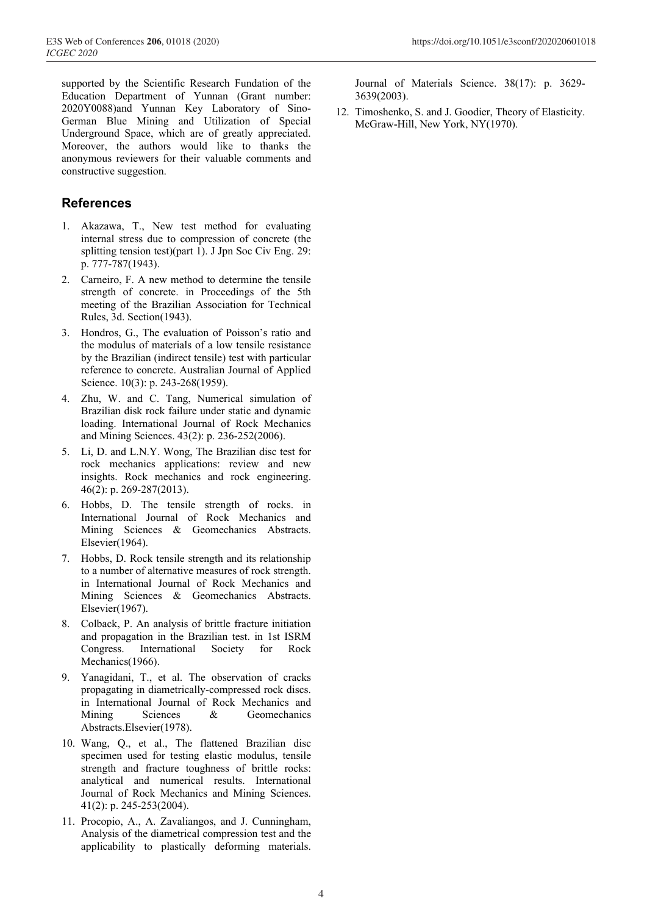supported by the Scientific Research Fundation of the Education Department of Yunnan (Grant number: 2020Y0088)and Yunnan Key Laboratory of Sino-German Blue Mining and Utilization of Special Underground Space, which are of greatly appreciated. Moreover, the authors would like to thanks the anonymous reviewers for their valuable comments and constructive suggestion.

## References

1. Akazawa, T., New test method for evaluating internal stress due to compression of concrete (the splitting tension test)(part 1). J Jpn Soc Civ Eng. 29: p. 777-787(1943).
2. Carneiro, F. A new method to determine the tensile strength of concrete. in Proceedings of the 5th meeting of the Brazilian Association for Technical Rules, 3d. Section(1943).
3. Hondros, G., The evaluation of Poisson's ratio and the modulus of materials of a low tensile resistance by the Brazilian (indirect tensile) test with particular reference to concrete. Australian Journal of Applied Science. 10(3): p. 243-268(1959).
4. Zhu, W. and C. Tang, Numerical simulation of Brazilian disk rock failure under static and dynamic loading. International Journal of Rock Mechanics and Mining Sciences. 43(2): p. 236-252(2006).
5. Li, D. and L.N.Y. Wong, The Brazilian disc test for rock mechanics applications: review and new insights. Rock mechanics and rock engineering. 46(2): p. 269-287(2013).
6. Hobbs, D. The tensile strength of rocks. in International Journal of Rock Mechanics and Mining Sciences & Geomechanics Abstracts. Elsevier(1964).
7. Hobbs, D. Rock tensile strength and its relationship to a number of alternative measures of rock strength. in International Journal of Rock Mechanics and Mining Sciences & Geomechanics Abstracts. Elsevier(1967).
8. Colback, P. An analysis of brittle fracture initiation and propagation in the Brazilian test. in 1st ISRM Congress. International Society for Rock Mechanics(1966).
9. Yanagidani, T., et al. The observation of cracks propagating in diametrically-compressed rock discs. in International Journal of Rock Mechanics and Mining Sciences & Geomechanics Abstracts.Elsevier(1978).
10. Wang, Q., et al., The flattened Brazilian disc specimen used for testing elastic modulus, tensile strength and fracture toughness of brittle rocks: analytical and numerical results. International Journal of Rock Mechanics and Mining Sciences. 41(2): p. 245-253(2004).
11. Procopio, A., A. Zavaliangos, and J. Cunningham, Analysis of the diametrical compression test and the applicability to plastically deforming materials. Journal of Materials Science. 38(17): p. 3629-3639(2003).
12. Timoshenko, S. and J. Goodier, Theory of Elasticity. McGraw-Hill, New York, NY(1970).